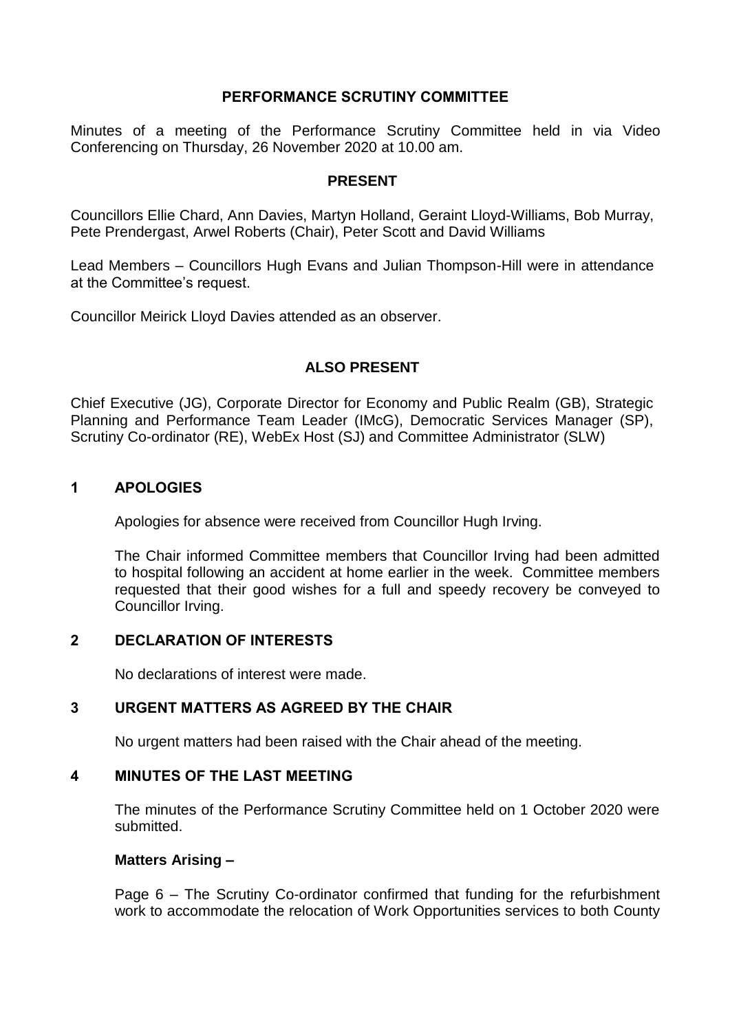# PERFORMANCE SCRUTINY COMMITTEE

Minutes of a meeting of the Performance Scrutiny Committee held in via Video Conferencing on Thursday, 26 November 2020 at 10.00 am.

## PRESENT

Councillors Ellie Chard, Ann Davies, Martyn Holland, Geraint Lloyd-Williams, Bob Murray, Pete Prendergast, Arwel Roberts (Chair), Peter Scott and David Williams

Lead Members – Councillors Hugh Evans and Julian Thompson-Hill were in attendance at the Committee's request.

Councillor Meirick Lloyd Davies attended as an observer.

## ALSO PRESENT

Chief Executive (JG), Corporate Director for Economy and Public Realm (GB), Strategic Planning and Performance Team Leader (IMcG), Democratic Services Manager (SP), Scrutiny Co-ordinator (RE), WebEx Host (SJ) and Committee Administrator (SLW)

## 1 APOLOGIES

Apologies for absence were received from Councillor Hugh Irving.

The Chair informed Committee members that Councillor Irving had been admitted to hospital following an accident at home earlier in the week. Committee members requested that their good wishes for a full and speedy recovery be conveyed to Councillor Irving.

## 2 DECLARATION OF INTERESTS

No declarations of interest were made.

## 3 URGENT MATTERS AS AGREED BY THE CHAIR

No urgent matters had been raised with the Chair ahead of the meeting.

## 4 MINUTES OF THE LAST MEETING

The minutes of the Performance Scrutiny Committee held on 1 October 2020 were submitted.

**Matters Arising –**

Page 6 – The Scrutiny Co-ordinator confirmed that funding for the refurbishment work to accommodate the relocation of Work Opportunities services to both County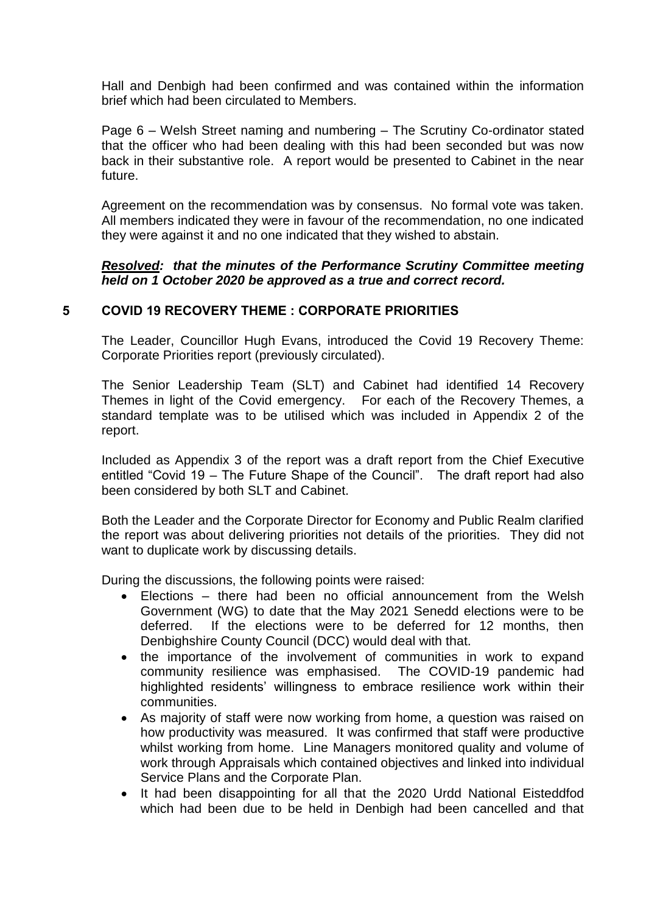Hall and Denbigh had been confirmed and was contained within the information brief which had been circulated to Members.

Page 6 – Welsh Street naming and numbering – The Scrutiny Co-ordinator stated that the officer who had been dealing with this had been seconded but was now back in their substantive role. A report would be presented to Cabinet in the near future.

Agreement on the recommendation was by consensus. No formal vote was taken. All members indicated they were in favour of the recommendation, no one indicated they were against it and no one indicated that they wished to abstain.

***Resolved*: *that the minutes of the Performance Scrutiny Committee meeting held on 1 October 2020 be approved as a true and correct record.***

## 5 COVID 19 RECOVERY THEME : CORPORATE PRIORITIES

The Leader, Councillor Hugh Evans, introduced the Covid 19 Recovery Theme: Corporate Priorities report (previously circulated).

The Senior Leadership Team (SLT) and Cabinet had identified 14 Recovery Themes in light of the Covid emergency. For each of the Recovery Themes, a standard template was to be utilised which was included in Appendix 2 of the report.

Included as Appendix 3 of the report was a draft report from the Chief Executive entitled "Covid 19 – The Future Shape of the Council". The draft report had also been considered by both SLT and Cabinet.

Both the Leader and the Corporate Director for Economy and Public Realm clarified the report was about delivering priorities not details of the priorities. They did not want to duplicate work by discussing details.

During the discussions, the following points were raised:

- Elections – there had been no official announcement from the Welsh Government (WG) to date that the May 2021 Senedd elections were to be deferred. If the elections were to be deferred for 12 months, then Denbighshire County Council (DCC) would deal with that.
- the importance of the involvement of communities in work to expand community resilience was emphasised. The COVID-19 pandemic had highlighted residents' willingness to embrace resilience work within their communities.
- As majority of staff were now working from home, a question was raised on how productivity was measured. It was confirmed that staff were productive whilst working from home. Line Managers monitored quality and volume of work through Appraisals which contained objectives and linked into individual Service Plans and the Corporate Plan.
- It had been disappointing for all that the 2020 Urdd National Eisteddfod which had been due to be held in Denbigh had been cancelled and that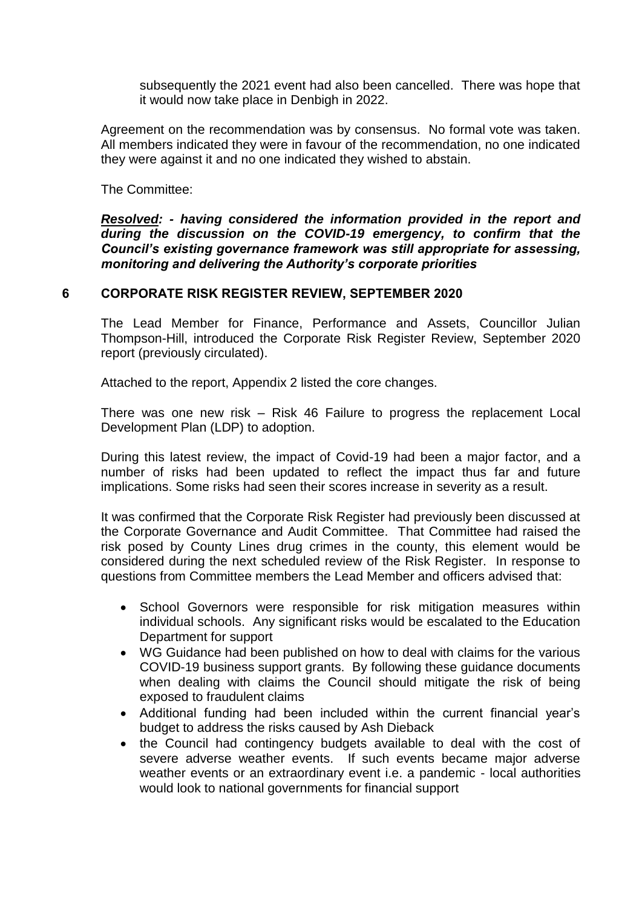subsequently the 2021 event had also been cancelled. There was hope that it would now take place in Denbigh in 2022.

Agreement on the recommendation was by consensus. No formal vote was taken. All members indicated they were in favour of the recommendation, no one indicated they were against it and no one indicated they wished to abstain.

The Committee:

***Resolved: - having considered the information provided in the report and during the discussion on the COVID-19 emergency, to confirm that the Council's existing governance framework was still appropriate for assessing, monitoring and delivering the Authority's corporate priorities***

## 6 CORPORATE RISK REGISTER REVIEW, SEPTEMBER 2020

The Lead Member for Finance, Performance and Assets, Councillor Julian Thompson-Hill, introduced the Corporate Risk Register Review, September 2020 report (previously circulated).

Attached to the report, Appendix 2 listed the core changes.

There was one new risk – Risk 46 Failure to progress the replacement Local Development Plan (LDP) to adoption.

During this latest review, the impact of Covid-19 had been a major factor, and a number of risks had been updated to reflect the impact thus far and future implications. Some risks had seen their scores increase in severity as a result.

It was confirmed that the Corporate Risk Register had previously been discussed at the Corporate Governance and Audit Committee. That Committee had raised the risk posed by County Lines drug crimes in the county, this element would be considered during the next scheduled review of the Risk Register. In response to questions from Committee members the Lead Member and officers advised that:

- School Governors were responsible for risk mitigation measures within individual schools. Any significant risks would be escalated to the Education Department for support
- WG Guidance had been published on how to deal with claims for the various COVID-19 business support grants. By following these guidance documents when dealing with claims the Council should mitigate the risk of being exposed to fraudulent claims
- Additional funding had been included within the current financial year's budget to address the risks caused by Ash Dieback
- the Council had contingency budgets available to deal with the cost of severe adverse weather events. If such events became major adverse weather events or an extraordinary event i.e. a pandemic - local authorities would look to national governments for financial support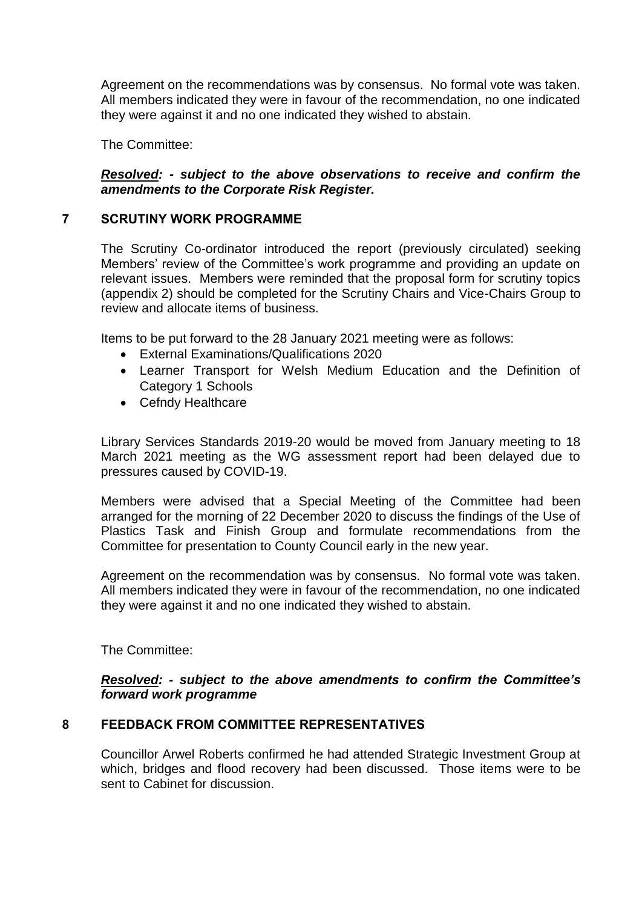Agreement on the recommendations was by consensus. No formal vote was taken. All members indicated they were in favour of the recommendation, no one indicated they were against it and no one indicated they wished to abstain.

The Committee:

***Resolved**: - subject to the above observations to receive and confirm the amendments to the Corporate Risk Register.*

## 7 SCRUTINY WORK PROGRAMME

The Scrutiny Co-ordinator introduced the report (previously circulated) seeking Members' review of the Committee's work programme and providing an update on relevant issues. Members were reminded that the proposal form for scrutiny topics (appendix 2) should be completed for the Scrutiny Chairs and Vice-Chairs Group to review and allocate items of business.

Items to be put forward to the 28 January 2021 meeting were as follows:

- External Examinations/Qualifications 2020
- Learner Transport for Welsh Medium Education and the Definition of Category 1 Schools
- Cefndy Healthcare

Library Services Standards 2019-20 would be moved from January meeting to 18 March 2021 meeting as the WG assessment report had been delayed due to pressures caused by COVID-19.

Members were advised that a Special Meeting of the Committee had been arranged for the morning of 22 December 2020 to discuss the findings of the Use of Plastics Task and Finish Group and formulate recommendations from the Committee for presentation to County Council early in the new year.

Agreement on the recommendation was by consensus. No formal vote was taken. All members indicated they were in favour of the recommendation, no one indicated they were against it and no one indicated they wished to abstain.

The Committee:

***Resolved**: - subject to the above amendments to confirm the Committee's forward work programme*

## 8 FEEDBACK FROM COMMITTEE REPRESENTATIVES

Councillor Arwel Roberts confirmed he had attended Strategic Investment Group at which, bridges and flood recovery had been discussed. Those items were to be sent to Cabinet for discussion.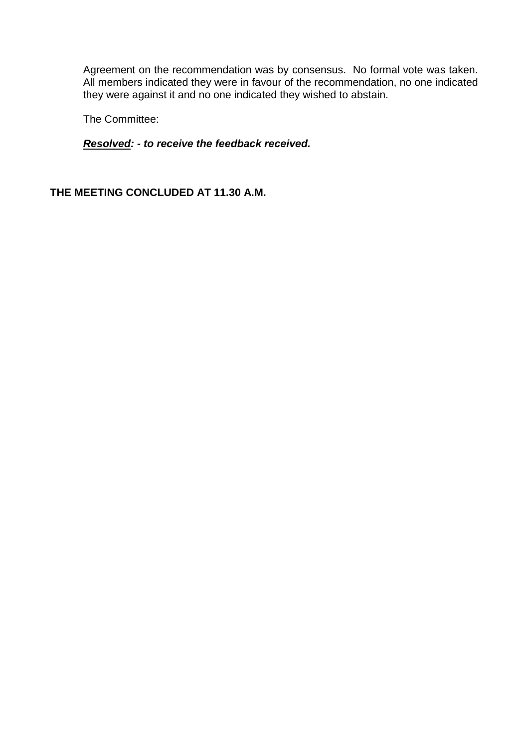Agreement on the recommendation was by consensus. No formal vote was taken. All members indicated they were in favour of the recommendation, no one indicated they were against it and no one indicated they wished to abstain.

The Committee:

***Resolved: - to receive the feedback received.***

**THE MEETING CONCLUDED AT 11.30 A.M.**